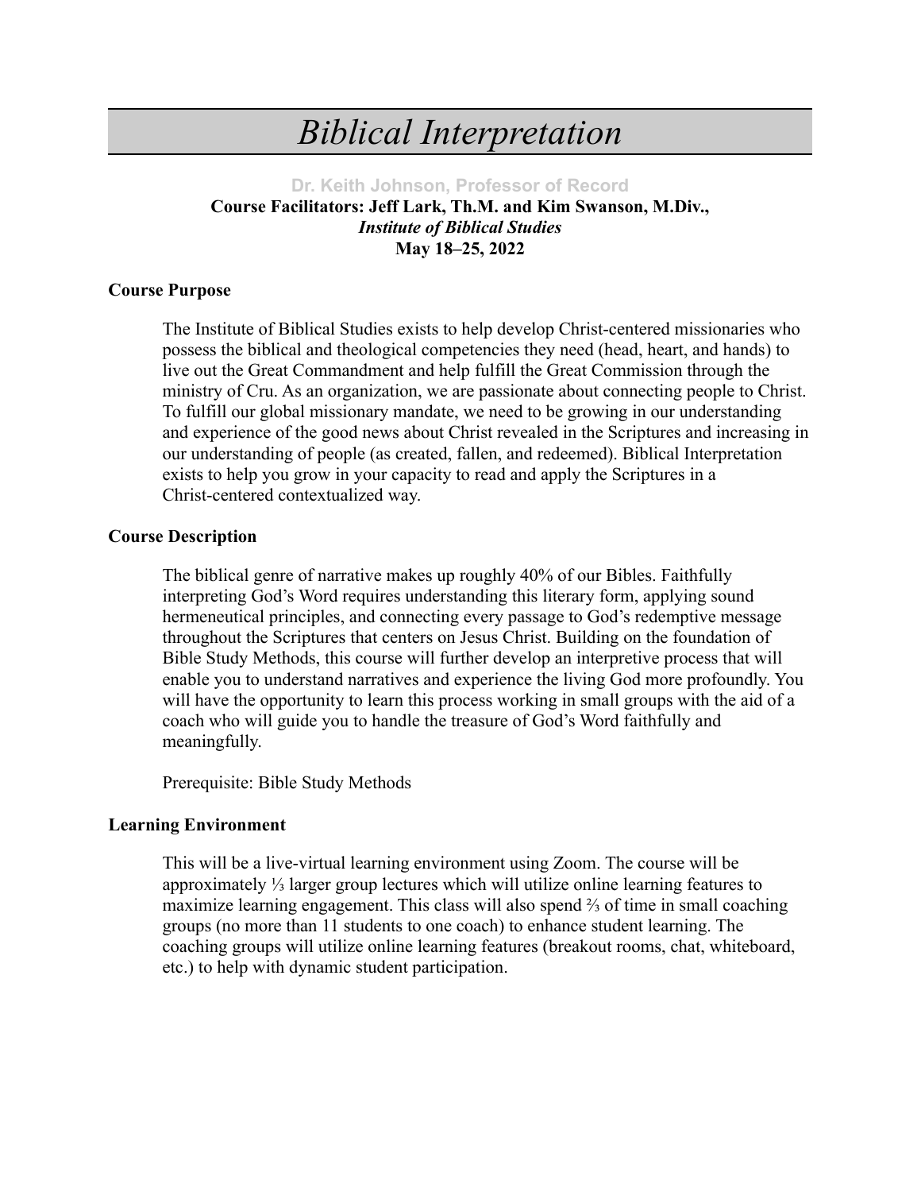# *Biblical Interpretation*

**Dr. Keith Johnson, Professor of Record**

**Course Facilitators: Jeff Lark, Th.M. and Kim Swanson, M.Div.,**

***Institute of Biblical Studies***

**May 18–25, 2022**

## Course Purpose

The Institute of Biblical Studies exists to help develop Christ-centered missionaries who possess the biblical and theological competencies they need (head, heart, and hands) to live out the Great Commandment and help fulfill the Great Commission through the ministry of Cru. As an organization, we are passionate about connecting people to Christ. To fulfill our global missionary mandate, we need to be growing in our understanding and experience of the good news about Christ revealed in the Scriptures and increasing in our understanding of people (as created, fallen, and redeemed). Biblical Interpretation exists to help you grow in your capacity to read and apply the Scriptures in a Christ-centered contextualized way.

## Course Description

The biblical genre of narrative makes up roughly 40% of our Bibles. Faithfully interpreting God's Word requires understanding this literary form, applying sound hermeneutical principles, and connecting every passage to God's redemptive message throughout the Scriptures that centers on Jesus Christ. Building on the foundation of Bible Study Methods, this course will further develop an interpretive process that will enable you to understand narratives and experience the living God more profoundly. You will have the opportunity to learn this process working in small groups with the aid of a coach who will guide you to handle the treasure of God's Word faithfully and meaningfully.

Prerequisite: Bible Study Methods

## Learning Environment

This will be a live-virtual learning environment using Zoom. The course will be approximately ⅓ larger group lectures which will utilize online learning features to maximize learning engagement. This class will also spend ⅔ of time in small coaching groups (no more than 11 students to one coach) to enhance student learning. The coaching groups will utilize online learning features (breakout rooms, chat, whiteboard, etc.) to help with dynamic student participation.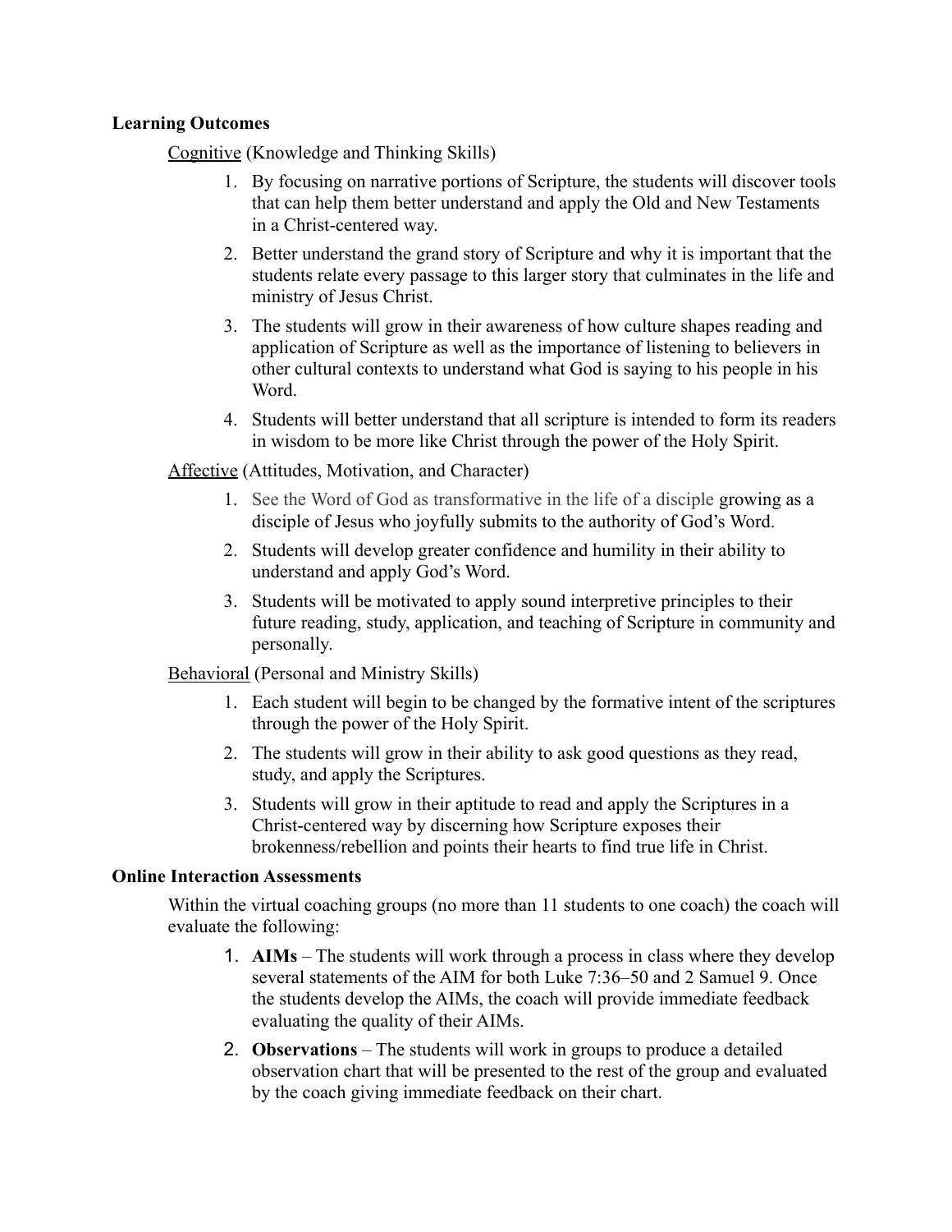**Learning Outcomes**

Cognitive (Knowledge and Thinking Skills)

1. By focusing on narrative portions of Scripture, the students will discover tools that can help them better understand and apply the Old and New Testaments in a Christ-centered way.
2. Better understand the grand story of Scripture and why it is important that the students relate every passage to this larger story that culminates in the life and ministry of Jesus Christ.
3. The students will grow in their awareness of how culture shapes reading and application of Scripture as well as the importance of listening to believers in other cultural contexts to understand what God is saying to his people in his Word.
4. Students will better understand that all scripture is intended to form its readers in wisdom to be more like Christ through the power of the Holy Spirit.

Affective (Attitudes, Motivation, and Character)

1. See the Word of God as transformative in the life of a disciple growing as a disciple of Jesus who joyfully submits to the authority of God's Word.
2. Students will develop greater confidence and humility in their ability to understand and apply God's Word.
3. Students will be motivated to apply sound interpretive principles to their future reading, study, application, and teaching of Scripture in community and personally.

Behavioral (Personal and Ministry Skills)

1. Each student will begin to be changed by the formative intent of the scriptures through the power of the Holy Spirit.
2. The students will grow in their ability to ask good questions as they read, study, and apply the Scriptures.
3. Students will grow in their aptitude to read and apply the Scriptures in a Christ-centered way by discerning how Scripture exposes their brokenness/rebellion and points their hearts to find true life in Christ.

**Online Interaction Assessments**

Within the virtual coaching groups (no more than 11 students to one coach) the coach will evaluate the following:

1. **AIMs** – The students will work through a process in class where they develop several statements of the AIM for both Luke 7:36–50 and 2 Samuel 9. Once the students develop the AIMs, the coach will provide immediate feedback evaluating the quality of their AIMs.
2. **Observations** – The students will work in groups to produce a detailed observation chart that will be presented to the rest of the group and evaluated by the coach giving immediate feedback on their chart.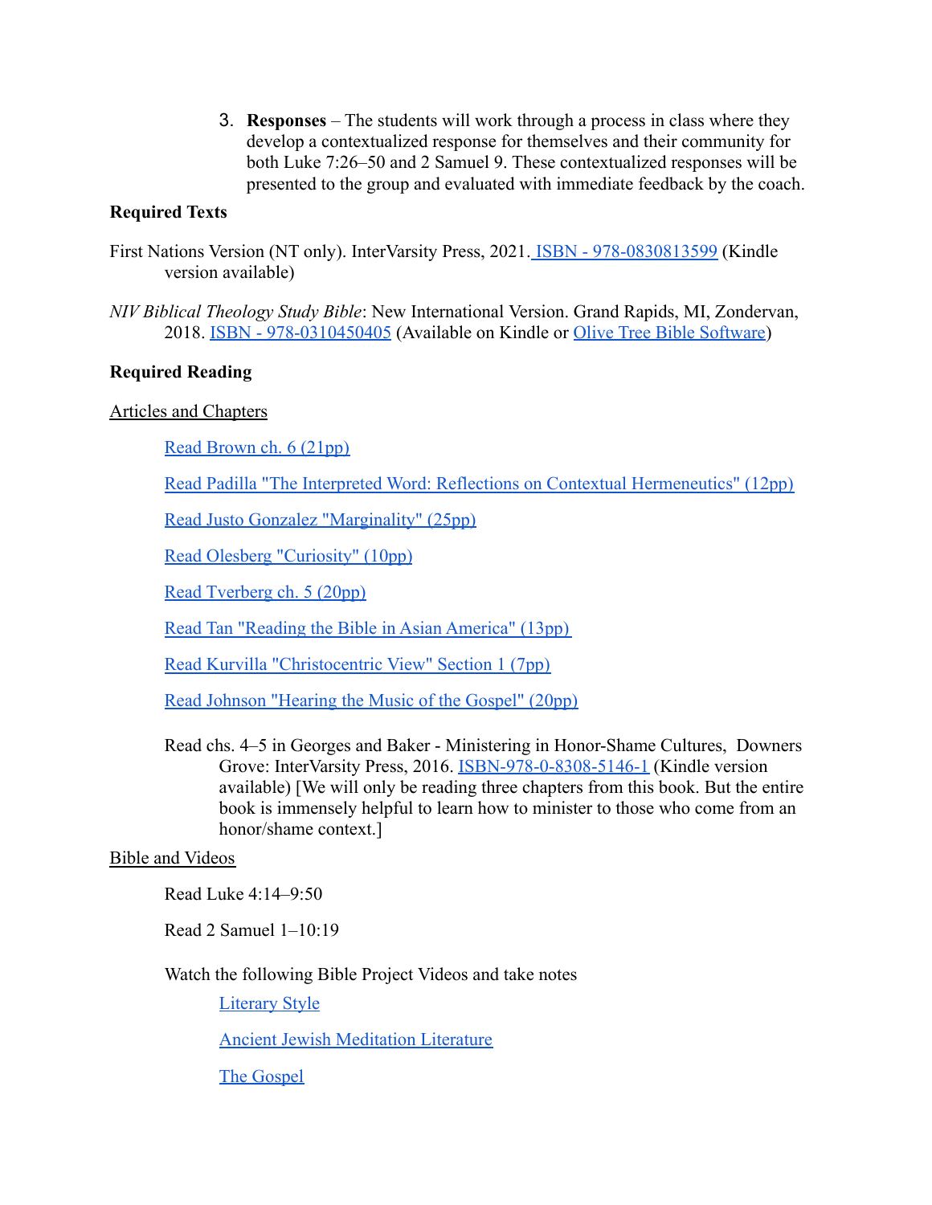3. **Responses** – The students will work through a process in class where they develop a contextualized response for themselves and their community for both Luke 7:26–50 and 2 Samuel 9. These contextualized responses will be presented to the group and evaluated with immediate feedback by the coach.

**Required Texts**

First Nations Version (NT only). InterVarsity Press, 2021. ISBN - 978-0830813599 (Kindle version available)

*NIV Biblical Theology Study Bible*: New International Version. Grand Rapids, MI, Zondervan, 2018. ISBN - 978-0310450405 (Available on Kindle or Olive Tree Bible Software)

**Required Reading**

Articles and Chapters

Read Brown ch. 6 (21pp)

Read Padilla "The Interpreted Word: Reflections on Contextual Hermeneutics" (12pp)

Read Justo Gonzalez "Marginality" (25pp)

Read Olesberg "Curiosity" (10pp)

Read Tverberg ch. 5 (20pp)

Read Tan "Reading the Bible in Asian America" (13pp)

Read Kurvilla "Christocentric View" Section 1 (7pp)

Read Johnson "Hearing the Music of the Gospel" (20pp)

Read chs. 4–5 in Georges and Baker - Ministering in Honor-Shame Cultures, Downers Grove: InterVarsity Press, 2016. ISBN-978-0-8308-5146-1 (Kindle version available) [We will only be reading three chapters from this book. But the entire book is immensely helpful to learn how to minister to those who come from an honor/shame context.]

Bible and Videos

Read Luke 4:14–9:50

Read 2 Samuel 1–10:19

Watch the following Bible Project Videos and take notes

Literary Style

Ancient Jewish Meditation Literature

The Gospel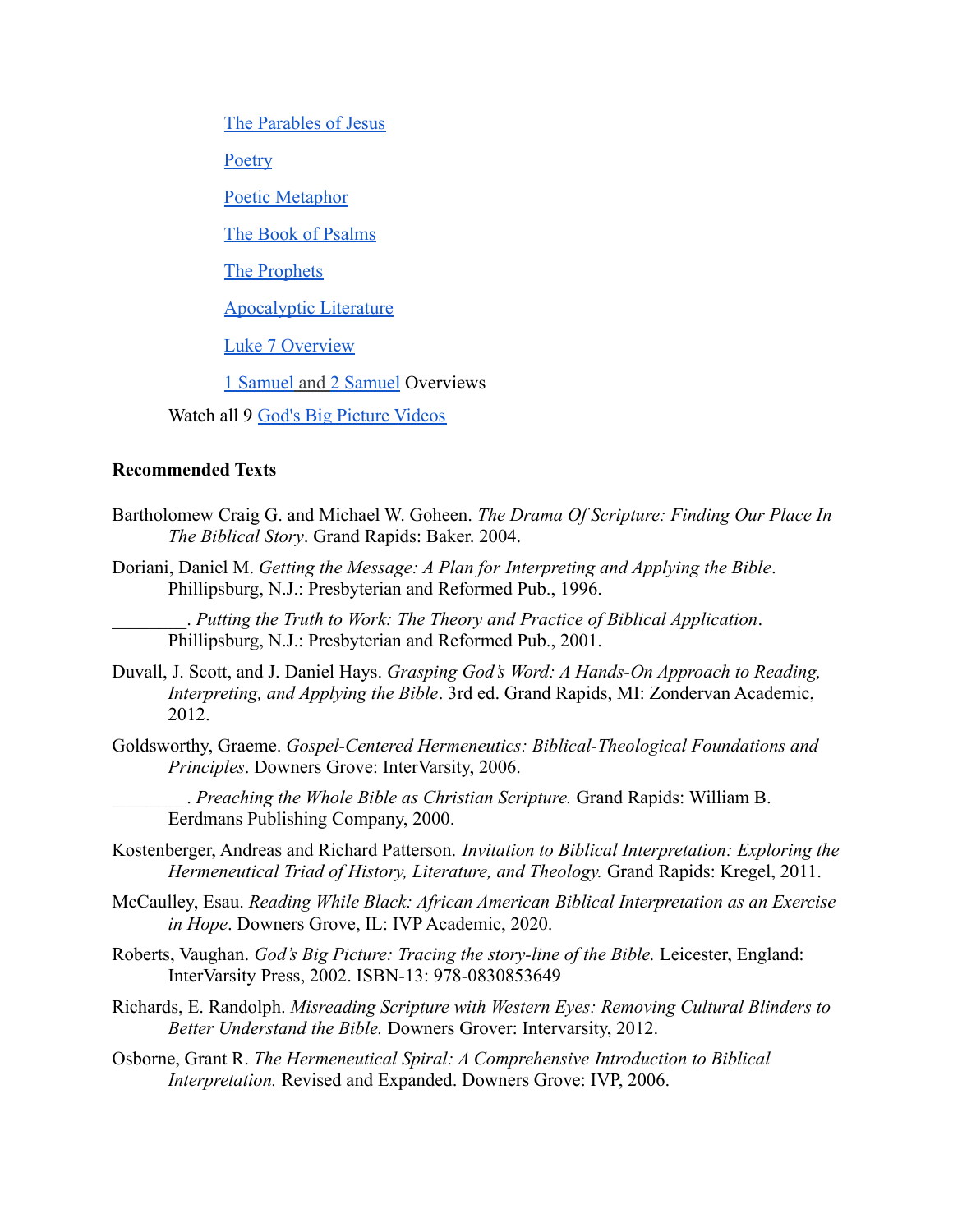- The Parables of Jesus
- Poetry
- Poetic Metaphor
- The Book of Psalms
- The Prophets
- Apocalyptic Literature
- Luke 7 Overview
- 1 Samuel and 2 Samuel Overviews

Watch all 9 God's Big Picture Videos

**Recommended Texts**

Bartholomew Craig G. and Michael W. Goheen. *The Drama Of Scripture: Finding Our Place In The Biblical Story*. Grand Rapids: Baker. 2004.

Doriani, Daniel M. *Getting the Message: A Plan for Interpreting and Applying the Bible*. Phillipsburg, N.J.: Presbyterian and Reformed Pub., 1996.

________. *Putting the Truth to Work: The Theory and Practice of Biblical Application*. Phillipsburg, N.J.: Presbyterian and Reformed Pub., 2001.

Duvall, J. Scott, and J. Daniel Hays. *Grasping God's Word: A Hands-On Approach to Reading, Interpreting, and Applying the Bible*. 3rd ed. Grand Rapids, MI: Zondervan Academic, 2012.

Goldsworthy, Graeme. *Gospel-Centered Hermeneutics: Biblical-Theological Foundations and Principles*. Downers Grove: InterVarsity, 2006.

________. *Preaching the Whole Bible as Christian Scripture.* Grand Rapids: William B. Eerdmans Publishing Company, 2000.

Kostenberger, Andreas and Richard Patterson. *Invitation to Biblical Interpretation: Exploring the Hermeneutical Triad of History, Literature, and Theology.* Grand Rapids: Kregel, 2011.

McCaulley, Esau. *Reading While Black: African American Biblical Interpretation as an Exercise in Hope*. Downers Grove, IL: IVP Academic, 2020.

Roberts, Vaughan. *God's Big Picture: Tracing the story-line of the Bible.* Leicester, England: InterVarsity Press, 2002. ISBN-13: 978-0830853649

Richards, E. Randolph. *Misreading Scripture with Western Eyes: Removing Cultural Blinders to Better Understand the Bible.* Downers Grover: Intervarsity, 2012.

Osborne, Grant R. *The Hermeneutical Spiral: A Comprehensive Introduction to Biblical Interpretation.* Revised and Expanded. Downers Grove: IVP, 2006.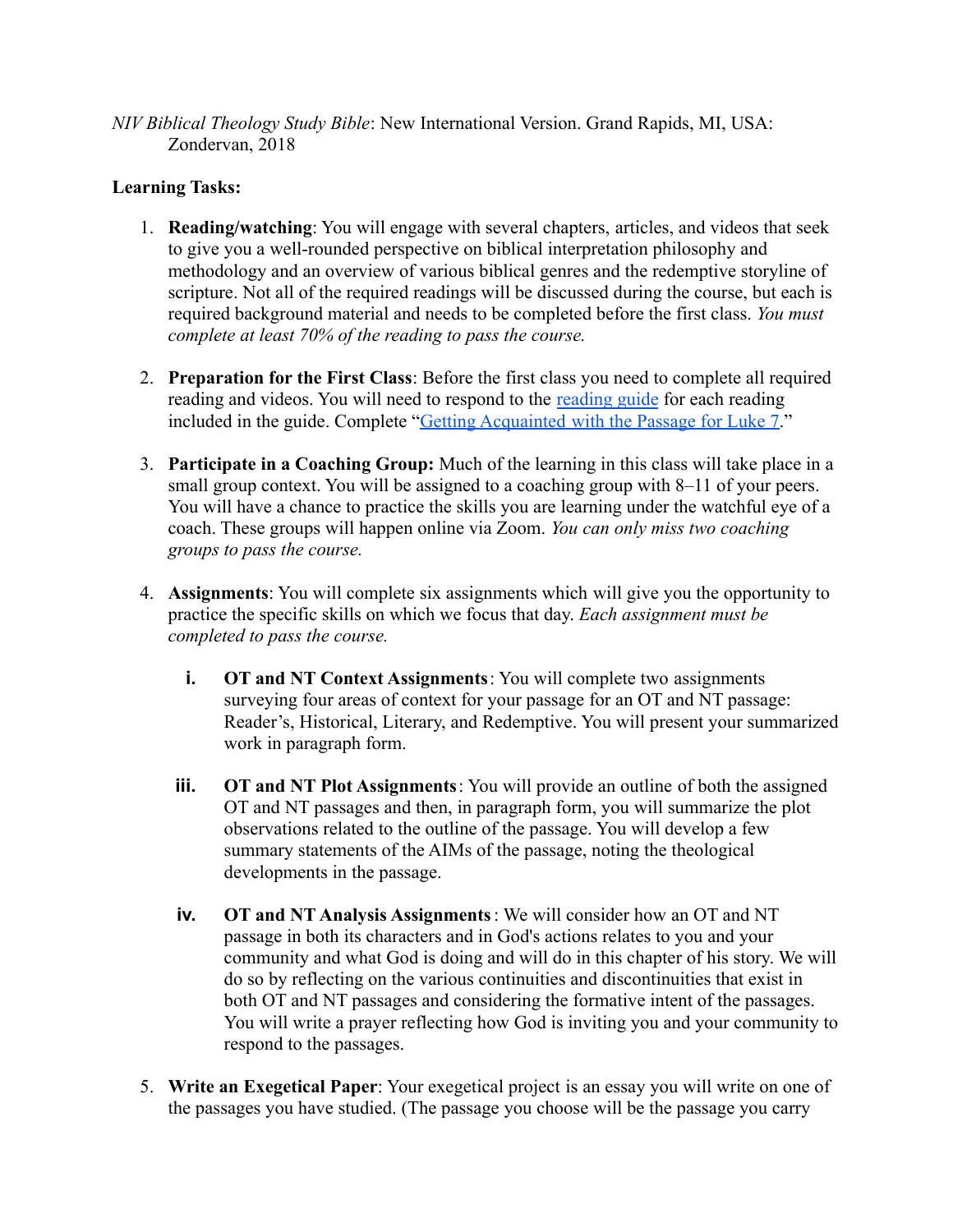*NIV Biblical Theology Study Bible*: New International Version. Grand Rapids, MI, USA: Zondervan, 2018

**Learning Tasks:**

1. **Reading/watching**: You will engage with several chapters, articles, and videos that seek to give you a well-rounded perspective on biblical interpretation philosophy and methodology and an overview of various biblical genres and the redemptive storyline of scripture. Not all of the required readings will be discussed during the course, but each is required background material and needs to be completed before the first class. *You must complete at least 70% of the reading to pass the course.*

2. **Preparation for the First Class**: Before the first class you need to complete all required reading and videos. You will need to respond to the reading guide for each reading included in the guide. Complete "Getting Acquainted with the Passage for Luke 7."

3. **Participate in a Coaching Group:** Much of the learning in this class will take place in a small group context. You will be assigned to a coaching group with 8–11 of your peers. You will have a chance to practice the skills you are learning under the watchful eye of a coach. These groups will happen online via Zoom. *You can only miss two coaching groups to pass the course.*

4. **Assignments**: You will complete six assignments which will give you the opportunity to practice the specific skills on which we focus that day. *Each assignment must be completed to pass the course.*

   i. **OT and NT Context Assignments**: You will complete two assignments surveying four areas of context for your passage for an OT and NT passage: Reader's, Historical, Literary, and Redemptive. You will present your summarized work in paragraph form.

   iii. **OT and NT Plot Assignments**: You will provide an outline of both the assigned OT and NT passages and then, in paragraph form, you will summarize the plot observations related to the outline of the passage. You will develop a few summary statements of the AIMs of the passage, noting the theological developments in the passage.

   iv. **OT and NT Analysis Assignments**: We will consider how an OT and NT passage in both its characters and in God's actions relates to you and your community and what God is doing and will do in this chapter of his story. We will do so by reflecting on the various continuities and discontinuities that exist in both OT and NT passages and considering the formative intent of the passages. You will write a prayer reflecting how God is inviting you and your community to respond to the passages.

5. **Write an Exegetical Paper**: Your exegetical project is an essay you will write on one of the passages you have studied. (The passage you choose will be the passage you carry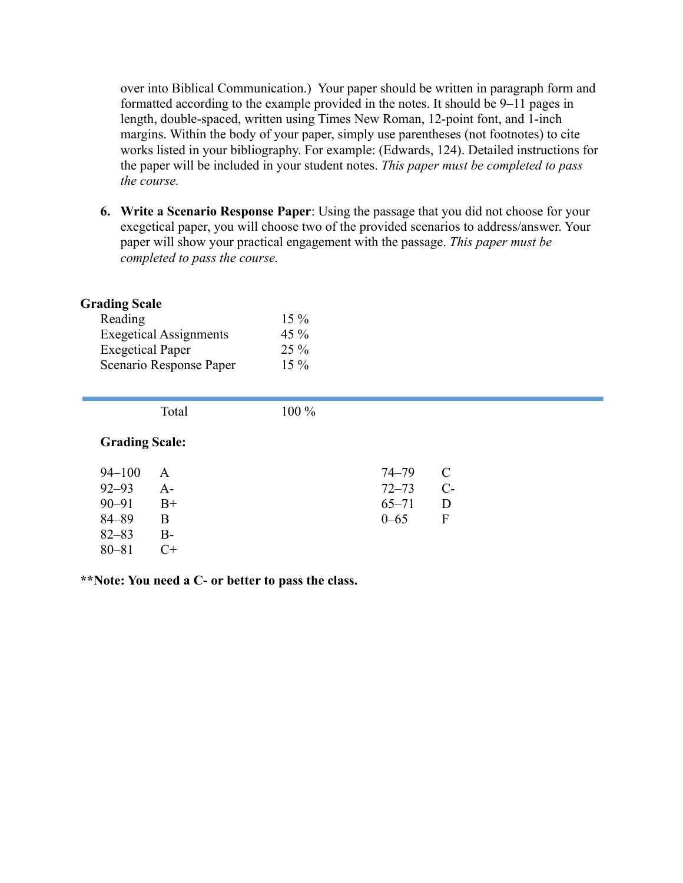over into Biblical Communication.) Your paper should be written in paragraph form and formatted according to the example provided in the notes. It should be 9–11 pages in length, double-spaced, written using Times New Roman, 12-point font, and 1-inch margins. Within the body of your paper, simply use parentheses (not footnotes) to cite works listed in your bibliography. For example: (Edwards, 124). Detailed instructions for the paper will be included in your student notes. *This paper must be completed to pass the course.*

6. **Write a Scenario Response Paper**: Using the passage that you did not choose for your exegetical paper, you will choose two of the provided scenarios to address/answer. Your paper will show your practical engagement with the passage. *This paper must be completed to pass the course.*

**Grading Scale**

| | |
|---|---|
| Reading | 15 % |
| Exegetical Assignments | 45 % |
| Exegetical Paper | 25 % |
| Scenario Response Paper | 15 % |
| Total | 100 % |

**Grading Scale:**

| | | | |
|---|---|---|---|
| 94–100 | A | 74–79 | C |
| 92–93 | A- | 72–73 | C- |
| 90–91 | B+ | 65–71 | D |
| 84–89 | B | 0–65 | F |
| 82–83 | B- | | |
| 80–81 | C+ | | |

**\*\*Note: You need a C- or better to pass the class.**